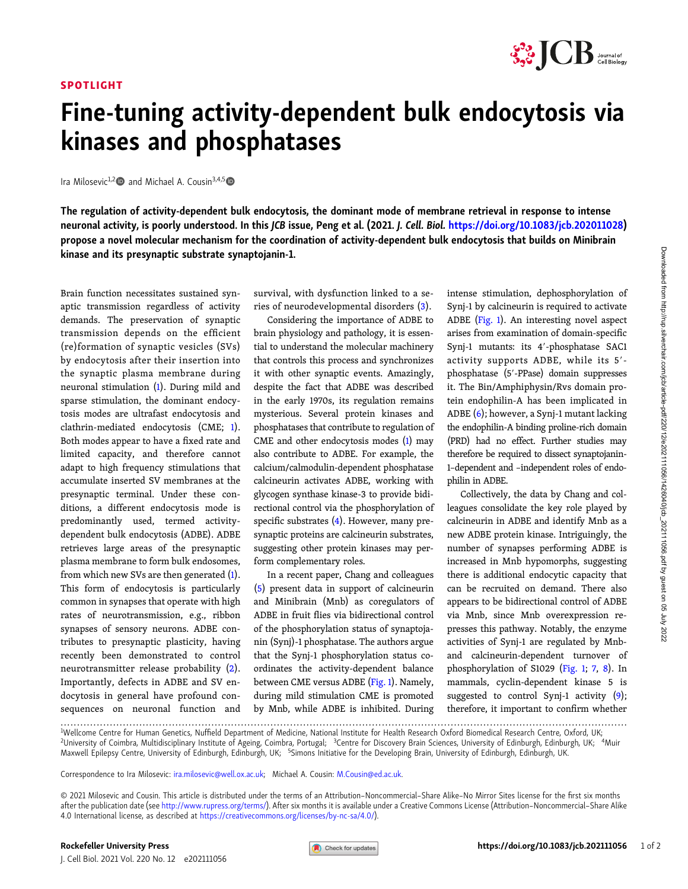SPOTLIGHT

# Fine-tuning activity-dependent bulk endocytosis via kinases and phosphatases

Ira Milosevic[1,2] and Michael A. Cousin[3,4,5]

**The regulation of activity-dependent bulk endocytosis, the dominant mode of membrane retrieval in response to intense neuronal activity, is poorly understood. In this *JCB* issue, Peng et al. (2021. *J. Cell. Biol.* https://doi.org/10.1083/jcb.202011028) propose a novel molecular mechanism for the coordination of activity-dependent bulk endocytosis that builds on Minibrain kinase and its presynaptic substrate synaptojanin-1.**

Brain function necessitates sustained synaptic transmission regardless of activity demands. The preservation of synaptic transmission depends on the efficient (re)formation of synaptic vesicles (SVs) by endocytosis after their insertion into the synaptic plasma membrane during neuronal stimulation (1). During mild and sparse stimulation, the dominant endocytosis modes are ultrafast endocytosis and clathrin-mediated endocytosis (CME; 1). Both modes appear to have a fixed rate and limited capacity, and therefore cannot adapt to high frequency stimulations that accumulate inserted SV membranes at the presynaptic terminal. Under these conditions, a different endocytosis mode is predominantly used, termed activity-dependent bulk endocytosis (ADBE). ADBE retrieves large areas of the presynaptic plasma membrane to form bulk endosomes, from which new SVs are then generated (1). This form of endocytosis is particularly common in synapses that operate with high rates of neurotransmission, e.g., ribbon synapses of sensory neurons. ADBE contributes to presynaptic plasticity, having recently been demonstrated to control neurotransmitter release probability (2). Importantly, defects in ADBE and SV endocytosis in general have profound consequences on neuronal function and survival, with dysfunction linked to a series of neurodevelopmental disorders (3).

Considering the importance of ADBE to brain physiology and pathology, it is essential to understand the molecular machinery that controls this process and synchronizes it with other synaptic events. Amazingly, despite the fact that ADBE was described in the early 1970s, its regulation remains mysterious. Several protein kinases and phosphatases that contribute to regulation of CME and other endocytosis modes (1) may also contribute to ADBE. For example, the calcium/calmodulin-dependent phosphatase calcineurin activates ADBE, working with glycogen synthase kinase-3 to provide bidirectional control via the phosphorylation of specific substrates (4). However, many presynaptic proteins are calcineurin substrates, suggesting other protein kinases may perform complementary roles.

In a recent paper, Chang and colleagues (5) present data in support of calcineurin and Minibrain (Mnb) as coregulators of ADBE in fruit flies via bidirectional control of the phosphorylation status of synaptojanin (Synj)-1 phosphatase. The authors argue that the Synj-1 phosphorylation status coordinates the activity-dependent balance between CME versus ADBE (Fig. 1). Namely, during mild stimulation CME is promoted by Mnb, while ADBE is inhibited. During intense stimulation, dephosphorylation of Synj-1 by calcineurin is required to activate ADBE (Fig. 1). An interesting novel aspect arises from examination of domain-specific Synj-1 mutants: its 4′-phosphatase SAC1 activity supports ADBE, while its 5′-phosphatase (5′-PPase) domain suppresses it. The Bin/Amphiphysin/Rvs domain protein endophilin-A has been implicated in ADBE (6); however, a Synj-1 mutant lacking the endophilin-A binding proline-rich domain (PRD) had no effect. Further studies may therefore be required to dissect synaptojanin-1–dependent and –independent roles of endophilin in ADBE.

Collectively, the data by Chang and colleagues consolidate the key role played by calcineurin in ADBE and identify Mnb as a new ADBE protein kinase. Intriguingly, the number of synapses performing ADBE is increased in Mnb hypomorphs, suggesting there is additional endocytic capacity that can be recruited on demand. There also appears to be bidirectional control of ADBE via Mnb, since Mnb overexpression represses this pathway. Notably, the enzyme activities of Synj-1 are regulated by Mnb- and calcineurin-dependent turnover of phosphorylation of S1029 (Fig. 1; 7, 8). In mammals, cyclin-dependent kinase 5 is suggested to control Synj-1 activity (9); therefore, it important to confirm whether

---

[1]Wellcome Centre for Human Genetics, Nuffield Department of Medicine, National Institute for Health Research Oxford Biomedical Research Centre, Oxford, UK; [2]University of Coimbra, Multidisciplinary Institute of Ageing, Coimbra, Portugal; [3]Centre for Discovery Brain Sciences, University of Edinburgh, Edinburgh, UK; [4]Muir Maxwell Epilepsy Centre, University of Edinburgh, Edinburgh, UK; [5]Simons Initiative for the Developing Brain, University of Edinburgh, Edinburgh, UK.

Correspondence to Ira Milosevic: ira.milosevic@well.ox.ac.uk; Michael A. Cousin: M.Cousin@ed.ac.uk.

© 2021 Milosevic and Cousin. This article is distributed under the terms of an Attribution–Noncommercial–Share Alike–No Mirror Sites license for the first six months after the publication date (see http://www.rupress.org/terms/). After six months it is available under a Creative Commons License (Attribution–Noncommercial–Share Alike 4.0 International license, as described at https://creativecommons.org/licenses/by-nc-sa/4.0/).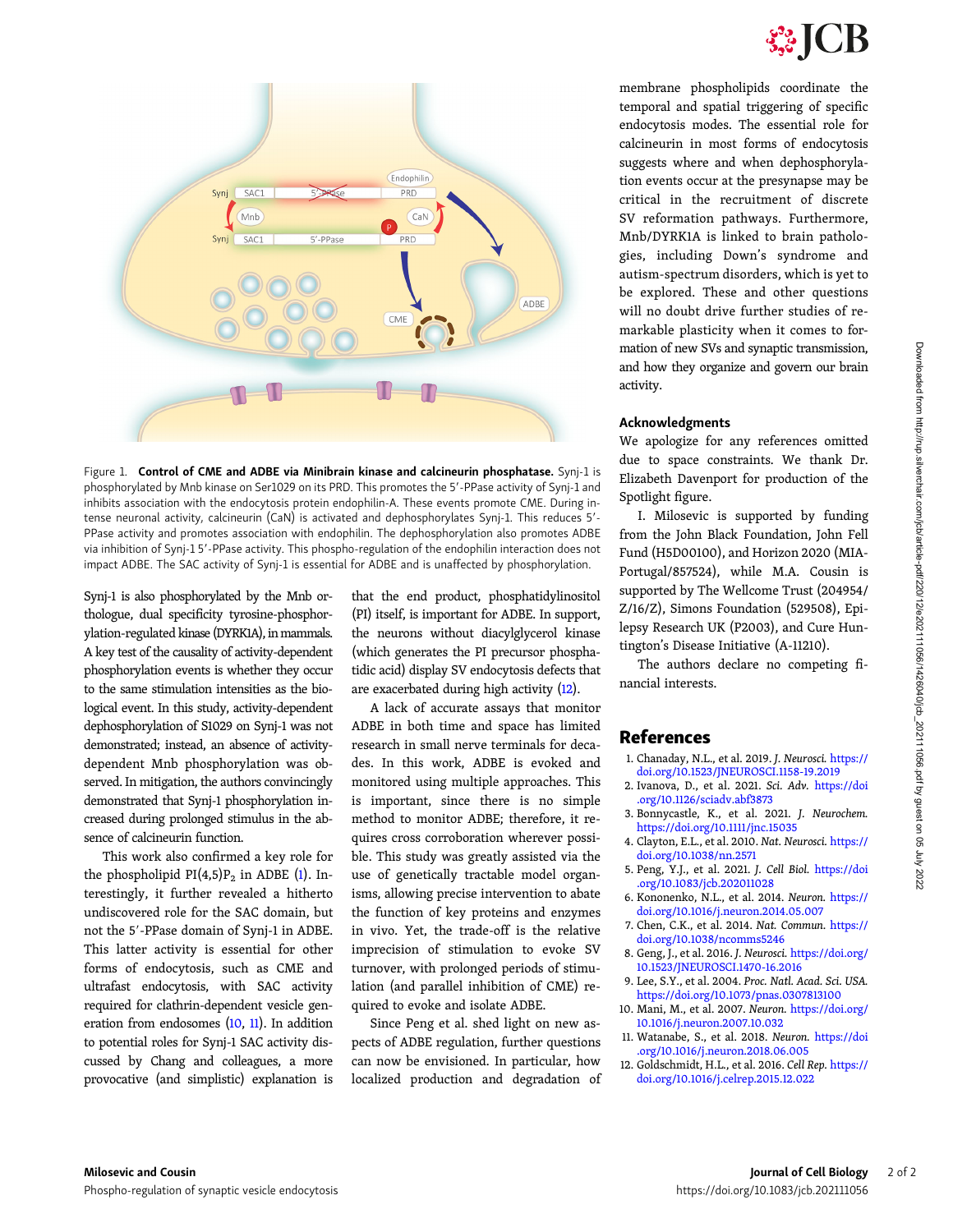Synj, SAC1, 5′-PPase, PRD, Endophilin

Mnb, CaN, P

Synj, SAC1, 5′-PPase, PRD

ADBE

CME

Figure 1. **Control of CME and ADBE via Minibrain kinase and calcineurin phosphatase.** Synj-1 is phosphorylated by Mnb kinase on Ser1029 on its PRD. This promotes the 5′-PPase activity of Synj-1 and inhibits association with the endocytosis protein endophilin-A. These events promote CME. During intense neuronal activity, calcineurin (CaN) is activated and dephosphorylates Synj-1. This reduces 5′-PPase activity and promotes association with endophilin. The dephosphorylation also promotes ADBE via inhibition of Synj-1 5′-PPase activity. This phospho-regulation of the endophilin interaction does not impact ADBE. The SAC activity of Synj-1 is essential for ADBE and is unaffected by phosphorylation.

Synj-1 is also phosphorylated by the Mnb orthologue, dual specificity tyrosine-phosphorylation-regulated kinase (DYRK1A), in mammals. A key test of the causality of activity-dependent phosphorylation events is whether they occur to the same stimulation intensities as the biological event. In this study, activity-dependent dephosphorylation of S1029 on Synj-1 was not demonstrated; instead, an absence of activity-dependent Mnb phosphorylation was observed. In mitigation, the authors convincingly demonstrated that Synj-1 phosphorylation increased during prolonged stimulus in the absence of calcineurin function.

This work also confirmed a key role for the phospholipid $PI(4,5)P_2$ in ADBE (1). Interestingly, it further revealed a hitherto undiscovered role for the SAC domain, but not the 5′-PPase domain of Synj-1 in ADBE. This latter activity is essential for other forms of endocytosis, such as CME and ultrafast endocytosis, with SAC activity required for clathrin-dependent vesicle generation from endosomes (10, 11). In addition to potential roles for Synj-1 SAC activity discussed by Chang and colleagues, a more provocative (and simplistic) explanation is that the end product, phosphatidylinositol (PI) itself, is important for ADBE. In support, the neurons without diacylglycerol kinase (which generates the PI precursor phosphatidic acid) display SV endocytosis defects that are exacerbated during high activity (12).

A lack of accurate assays that monitor ADBE in both time and space has limited research in small nerve terminals for decades. In this work, ADBE is evoked and monitored using multiple approaches. This is important, since there is no simple method to monitor ADBE; therefore, it requires cross corroboration wherever possible. This study was greatly assisted via the use of genetically tractable model organisms, allowing precise intervention to abate the function of key proteins and enzymes in vivo. Yet, the trade-off is the relative imprecision of stimulation to evoke SV turnover, with prolonged periods of stimulation (and parallel inhibition of CME) required to evoke and isolate ADBE.

Since Peng et al. shed light on new aspects of ADBE regulation, further questions can now be envisioned. In particular, how localized production and degradation of membrane phospholipids coordinate the temporal and spatial triggering of specific endocytosis modes. The essential role for calcineurin in most forms of endocytosis suggests where and when dephosphorylation events occur at the presynapse may be critical in the recruitment of discrete SV reformation pathways. Furthermore, Mnb/DYRK1A is linked to brain pathologies, including Down's syndrome and autism-spectrum disorders, which is yet to be explored. These and other questions will no doubt drive further studies of remarkable plasticity when it comes to formation of new SVs and synaptic transmission, and how they organize and govern our brain activity.

## Acknowledgments

We apologize for any references omitted due to space constraints. We thank Dr. Elizabeth Davenport for production of the Spotlight figure.

I. Milosevic is supported by funding from the John Black Foundation, John Fell Fund (H5D00100), and Horizon 2020 (MIA-Portugal/857524), while M.A. Cousin is supported by The Wellcome Trust (204954/Z/16/Z), Simons Foundation (529508), Epilepsy Research UK (P2003), and Cure Huntington's Disease Initiative (A-11210).

The authors declare no competing financial interests.

# References

1. Chanaday, N.L., et al. 2019. *J. Neurosci.* https://doi.org/10.1523/JNEUROSCI.1158-19.2019
2. Ivanova, D., et al. 2021. *Sci. Adv.* https://doi.org/10.1126/sciadv.abf3873
3. Bonnycastle, K., et al. 2021. *J. Neurochem.* https://doi.org/10.1111/jnc.15035
4. Clayton, E.L., et al. 2010. *Nat. Neurosci.* https://doi.org/10.1038/nn.2571
5. Peng, Y.J., et al. 2021. *J. Cell Biol.* https://doi.org/10.1083/jcb.202011028
6. Kononenko, N.L., et al. 2014. *Neuron.* https://doi.org/10.1016/j.neuron.2014.05.007
7. Chen, C.K., et al. 2014. *Nat. Commun.* https://doi.org/10.1038/ncomms5246
8. Geng, J., et al. 2016. *J. Neurosci.* https://doi.org/10.1523/JNEUROSCI.1470-16.2016
9. Lee, S.Y., et al. 2004. *Proc. Natl. Acad. Sci. USA.* https://doi.org/10.1073/pnas.0307813100
10. Mani, M., et al. 2007. *Neuron.* https://doi.org/10.1016/j.neuron.2007.10.032
11. Watanabe, S., et al. 2018. *Neuron.* https://doi.org/10.1016/j.neuron.2018.06.005
12. Goldschmidt, H.L., et al. 2016. *Cell Rep.* https://doi.org/10.1016/j.celrep.2015.12.022